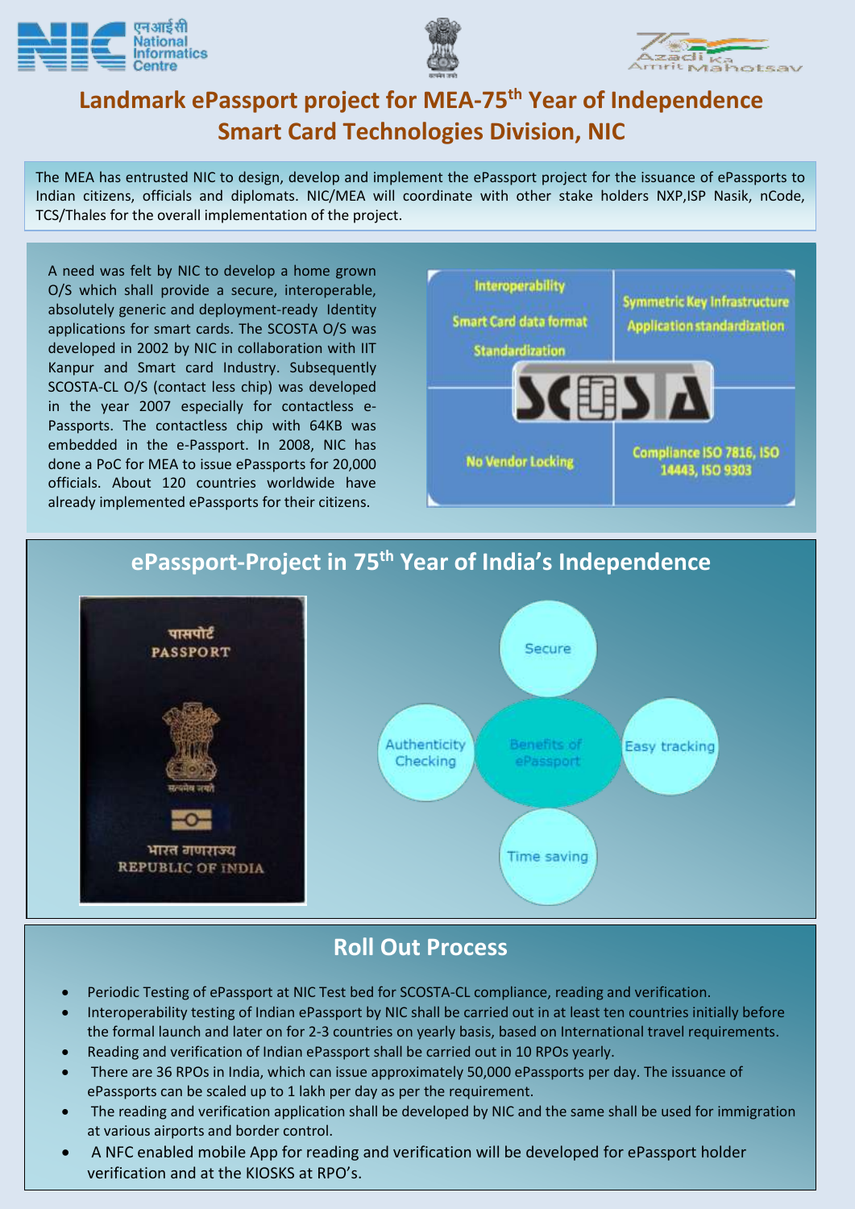# Landmark ePassport project for MEA-75th Year of Independence
# Smart Card Technologies Division, NIC

The MEA has entrusted NIC to design, develop and implement the ePassport project for the issuance of ePassports to Indian citizens, officials and diplomats. NIC/MEA will coordinate with other stake holders NXP,ISP Nasik, nCode, TCS/Thales for the overall implementation of the project.

A need was felt by NIC to develop a home grown O/S which shall provide a secure, interoperable, absolutely generic and deployment-ready Identity applications for smart cards. The SCOSTA O/S was developed in 2002 by NIC in collaboration with IIT Kanpur and Smart card Industry. Subsequently SCOSTA-CL O/S (contact less chip) was developed in the year 2007 especially for contactless e-Passports. The contactless chip with 64KB was embedded in the e-Passport. In 2008, NIC has done a PoC for MEA to issue ePassports for 20,000 officials. About 120 countries worldwide have already implemented ePassports for their citizens.

SCOSTA:
- Interoperability
- Smart Card data format Standardization
- Symmetric Key Infrastructure
- Application standardization
- No Vendor Locking
- Compliance ISO 7816, ISO 14443, ISO 9303

## ePassport-Project in 75th Year of India's Independence

पासपोर्ट
PASSPORT
भारत गणराज्य
REPUBLIC OF INDIA

Benefits of ePassport:
- Secure
- Authenticity Checking
- Easy tracking
- Time saving

## Roll Out Process

- Periodic Testing of ePassport at NIC Test bed for SCOSTA-CL compliance, reading and verification.
- Interoperability testing of Indian ePassport by NIC shall be carried out in at least ten countries initially before the formal launch and later on for 2-3 countries on yearly basis, based on International travel requirements.
- Reading and verification of Indian ePassport shall be carried out in 10 RPOs yearly.
- There are 36 RPOs in India, which can issue approximately 50,000 ePassports per day. The issuance of ePassports can be scaled up to 1 lakh per day as per the requirement.
- The reading and verification application shall be developed by NIC and the same shall be used for immigration at various airports and border control.
- A NFC enabled mobile App for reading and verification will be developed for ePassport holder verification and at the KIOSKS at RPO's.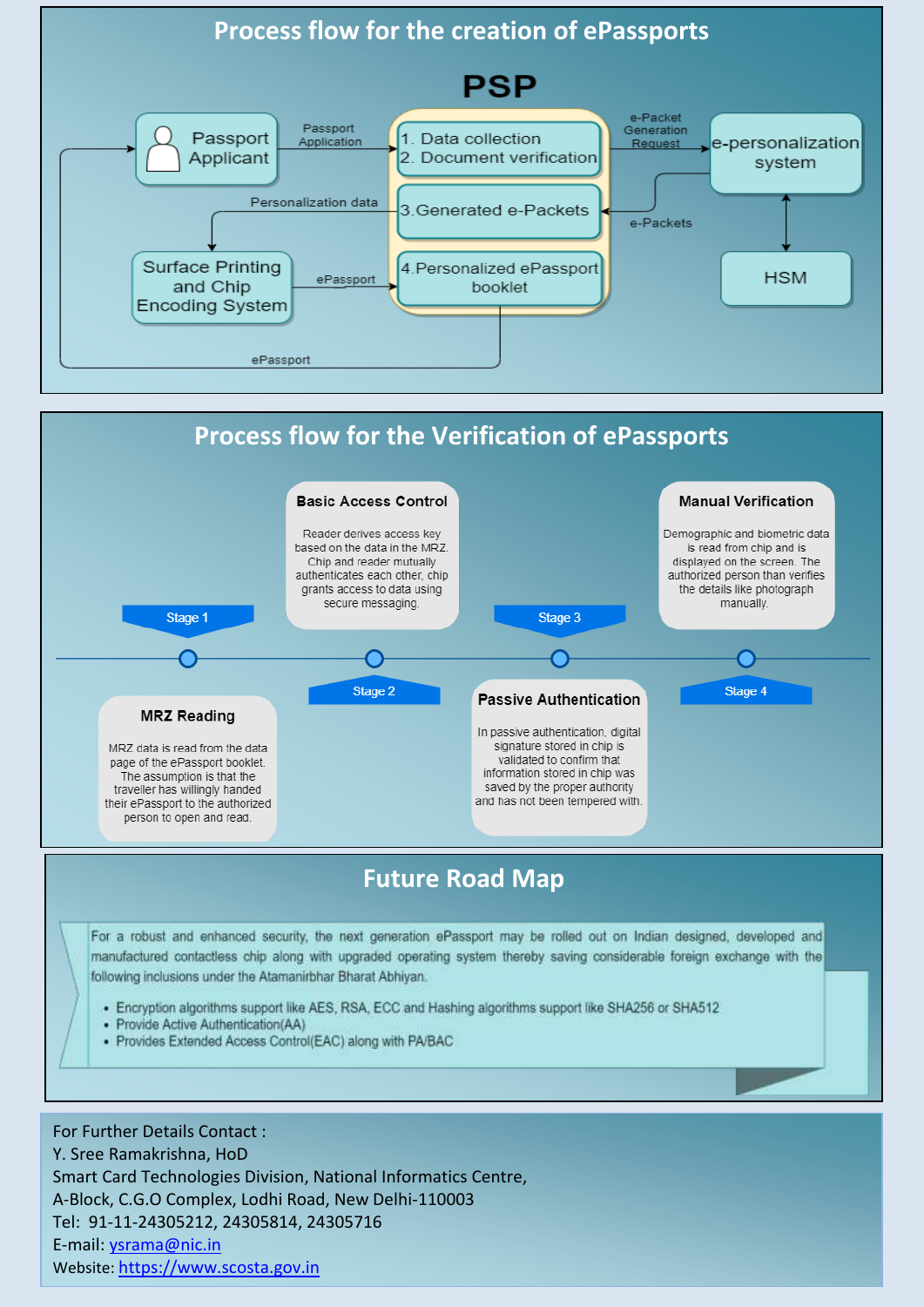## Process flow for the creation of ePassports

PSP

Passport Applicant

Passport Application

1. Data collection
2. Document verification

e-Packet Generation Request

e-personalization system

HSM

Personalization data

3. Generated e-Packets

e-Packets

Surface Printing and Chip Encoding System

ePassport

4. Personalized ePassport booklet

ePassport

## Process flow for the Verification of ePassports

Stage 1

**MRZ Reading**

MRZ data is read from the data page of the ePassport booklet. The assumption is that the traveller has willingly handed their ePassport to the authorized person to open and read.

Stage 2

**Basic Access Control**

Reader derives access key based on the data in the MRZ. Chip and reader mutually authenticates each other, chip grants access to data using secure messaging.

Stage 3

**Passive Authentication**

In passive authentication, digital signature stored in chip is validated to confirm that information stored in chip was saved by the proper authority and has not been tempered with.

Stage 4

**Manual Verification**

Demographic and biometric data is read from chip and is displayed on the screen. The authorized person than verifies the details like photograph manually.

## Future Road Map

For a robust and enhanced security, the next generation ePassport may be rolled out on Indian designed, developed and manufactured contactless chip along with upgraded operating system thereby saving considerable foreign exchange with the following inclusions under the Atamanirbhar Bharat Abhiyan.

- Encryption algorithms support like AES, RSA, ECC and Hashing algorithms support like SHA256 or SHA512
- Provide Active Authentication(AA)
- Provides Extended Access Control(EAC) along with PA/BAC

For Further Details Contact :
Y. Sree Ramakrishna, HoD
Smart Card Technologies Division, National Informatics Centre,
A-Block, C.G.O Complex, Lodhi Road, New Delhi-110003
Tel: 91-11-24305212, 24305814, 24305716
E-mail: ysrama@nic.in
Website: https://www.scosta.gov.in